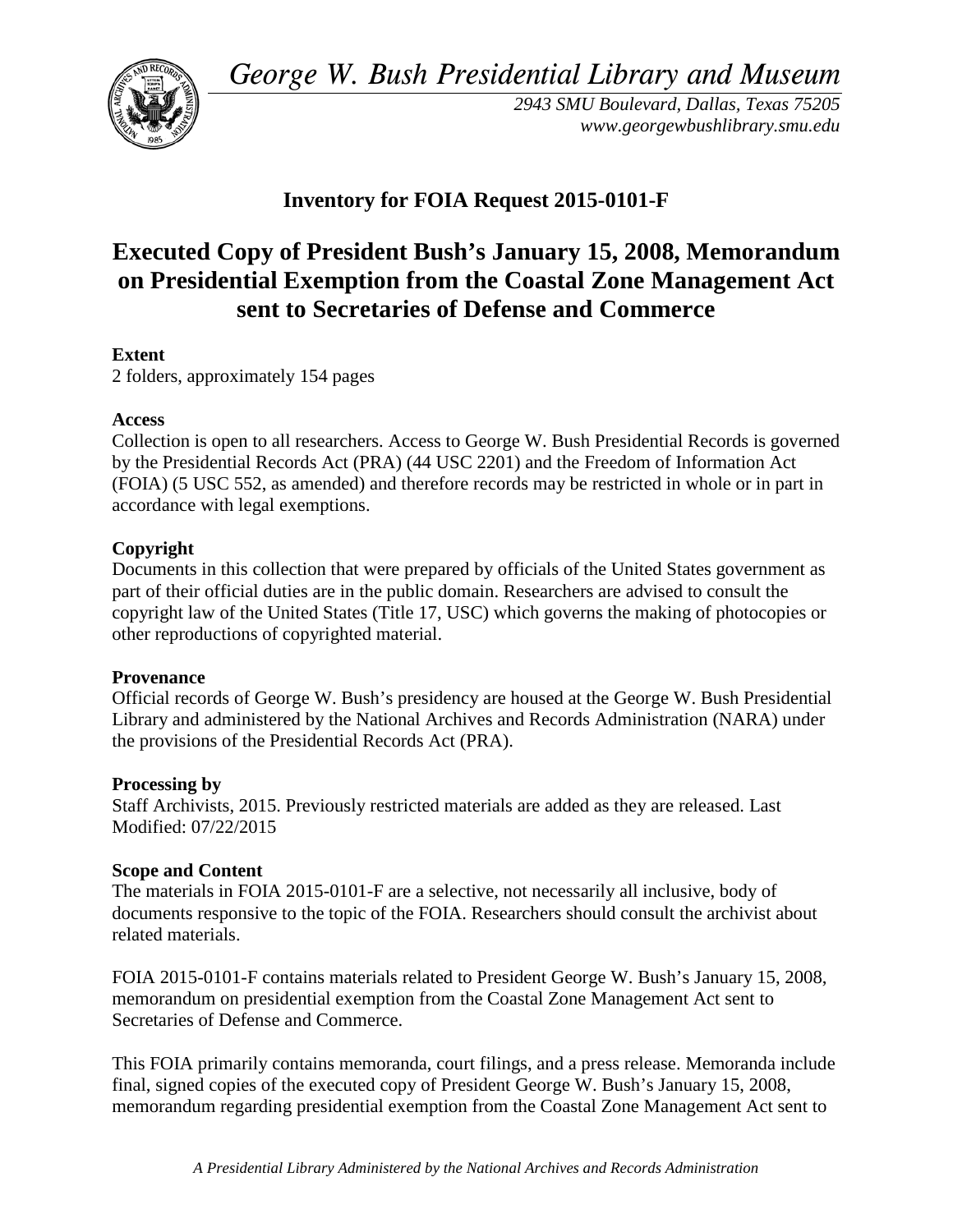*George W. Bush Presidential Library and Museum*

*2943 SMU Boulevard, Dallas, Texas 75205*
*www.georgewbushlibrary.smu.edu*

# Inventory for FOIA Request 2015-0101-F

# Executed Copy of President Bush's January 15, 2008, Memorandum on Presidential Exemption from the Coastal Zone Management Act sent to Secretaries of Defense and Commerce

**Extent**
2 folders, approximately 154 pages

**Access**
Collection is open to all researchers. Access to George W. Bush Presidential Records is governed by the Presidential Records Act (PRA) (44 USC 2201) and the Freedom of Information Act (FOIA) (5 USC 552, as amended) and therefore records may be restricted in whole or in part in accordance with legal exemptions.

**Copyright**
Documents in this collection that were prepared by officials of the United States government as part of their official duties are in the public domain. Researchers are advised to consult the copyright law of the United States (Title 17, USC) which governs the making of photocopies or other reproductions of copyrighted material.

**Provenance**
Official records of George W. Bush's presidency are housed at the George W. Bush Presidential Library and administered by the National Archives and Records Administration (NARA) under the provisions of the Presidential Records Act (PRA).

**Processing by**
Staff Archivists, 2015. Previously restricted materials are added as they are released. Last Modified: 07/22/2015

**Scope and Content**
The materials in FOIA 2015-0101-F are a selective, not necessarily all inclusive, body of documents responsive to the topic of the FOIA. Researchers should consult the archivist about related materials.

FOIA 2015-0101-F contains materials related to President George W. Bush's January 15, 2008, memorandum on presidential exemption from the Coastal Zone Management Act sent to Secretaries of Defense and Commerce.

This FOIA primarily contains memoranda, court filings, and a press release. Memoranda include final, signed copies of the executed copy of President George W. Bush's January 15, 2008, memorandum regarding presidential exemption from the Coastal Zone Management Act sent to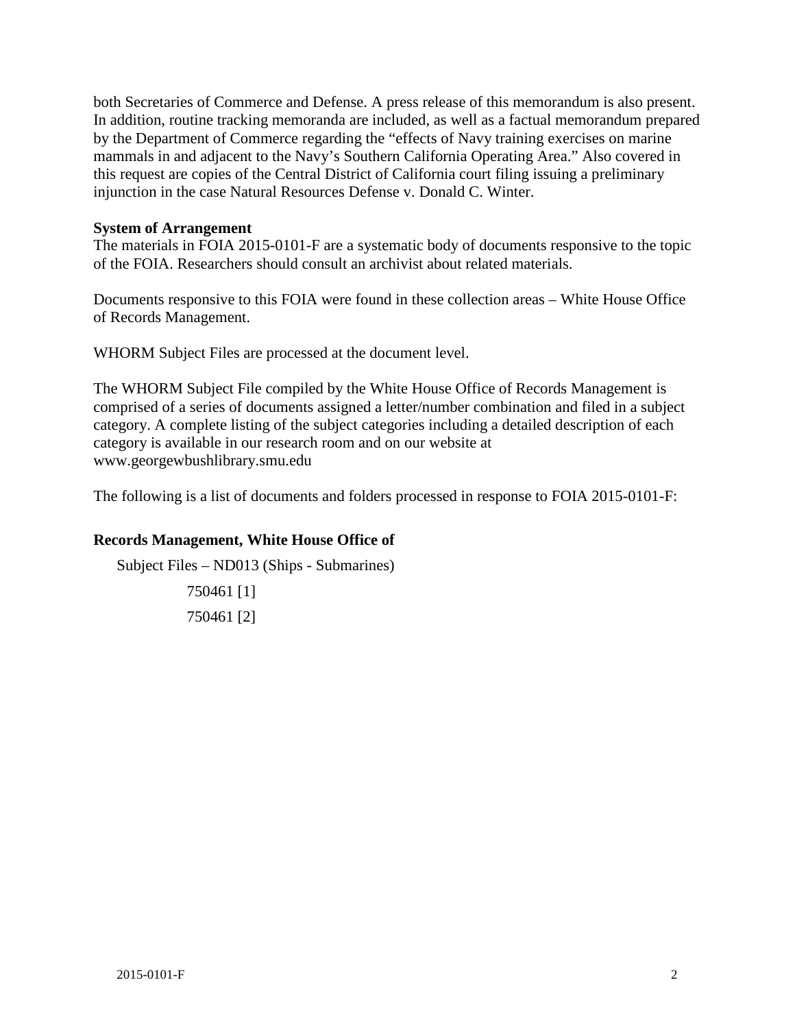both Secretaries of Commerce and Defense. A press release of this memorandum is also present. In addition, routine tracking memoranda are included, as well as a factual memorandum prepared by the Department of Commerce regarding the "effects of Navy training exercises on marine mammals in and adjacent to the Navy's Southern California Operating Area." Also covered in this request are copies of the Central District of California court filing issuing a preliminary injunction in the case Natural Resources Defense v. Donald C. Winter.

**System of Arrangement**

The materials in FOIA 2015-0101-F are a systematic body of documents responsive to the topic of the FOIA. Researchers should consult an archivist about related materials.

Documents responsive to this FOIA were found in these collection areas – White House Office of Records Management.

WHORM Subject Files are processed at the document level.

The WHORM Subject File compiled by the White House Office of Records Management is comprised of a series of documents assigned a letter/number combination and filed in a subject category. A complete listing of the subject categories including a detailed description of each category is available in our research room and on our website at www.georgewbushlibrary.smu.edu

The following is a list of documents and folders processed in response to FOIA 2015-0101-F:

**Records Management, White House Office of**

- Subject Files – ND013 (Ships - Submarines)
  - 750461 [1]
  - 750461 [2]